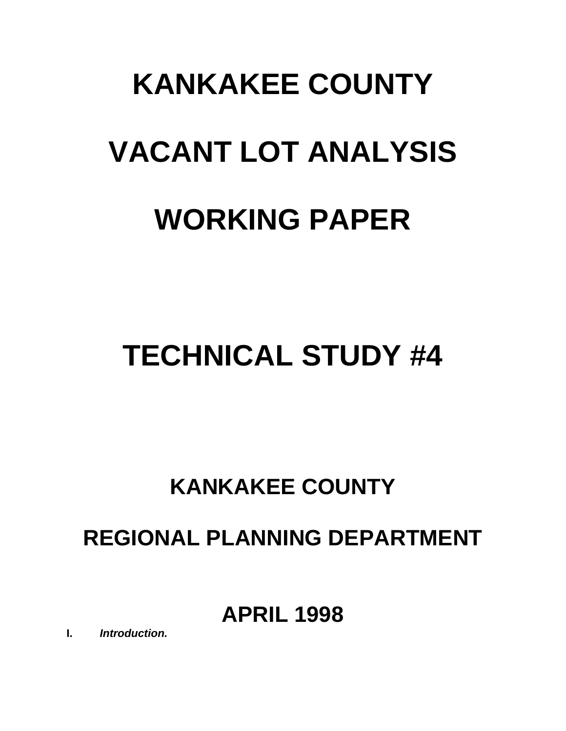# KANKAKEE COUNTY

# VACANT LOT ANALYSIS

# WORKING PAPER

# TECHNICAL STUDY #4

## KANKAKEE COUNTY

## REGIONAL PLANNING DEPARTMENT

## APRIL 1998

**I.** ***Introduction.***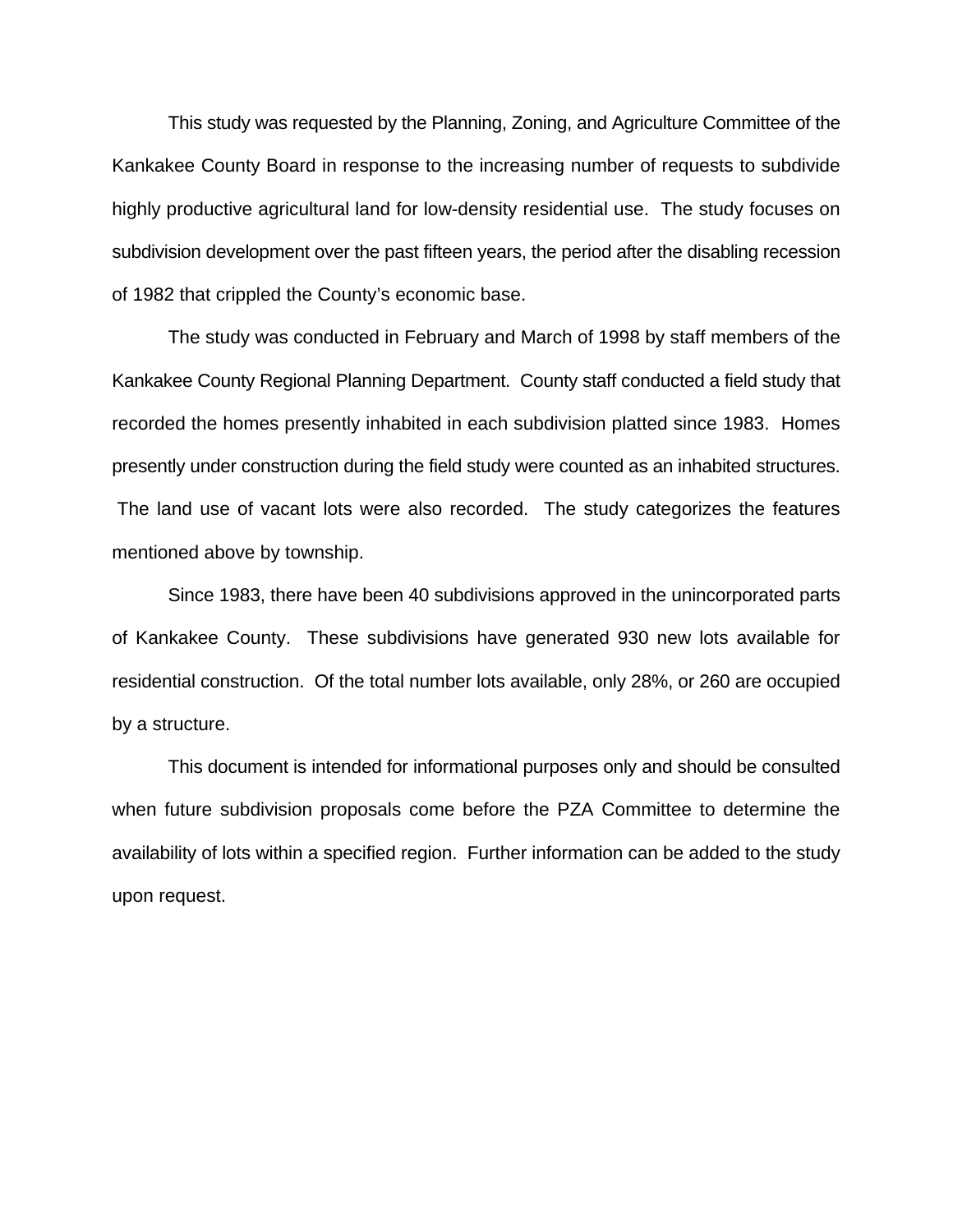This study was requested by the Planning, Zoning, and Agriculture Committee of the Kankakee County Board in response to the increasing number of requests to subdivide highly productive agricultural land for low-density residential use. The study focuses on subdivision development over the past fifteen years, the period after the disabling recession of 1982 that crippled the County's economic base.

The study was conducted in February and March of 1998 by staff members of the Kankakee County Regional Planning Department. County staff conducted a field study that recorded the homes presently inhabited in each subdivision platted since 1983. Homes presently under construction during the field study were counted as an inhabited structures. The land use of vacant lots were also recorded. The study categorizes the features mentioned above by township.

Since 1983, there have been 40 subdivisions approved in the unincorporated parts of Kankakee County. These subdivisions have generated 930 new lots available for residential construction. Of the total number lots available, only 28%, or 260 are occupied by a structure.

This document is intended for informational purposes only and should be consulted when future subdivision proposals come before the PZA Committee to determine the availability of lots within a specified region. Further information can be added to the study upon request.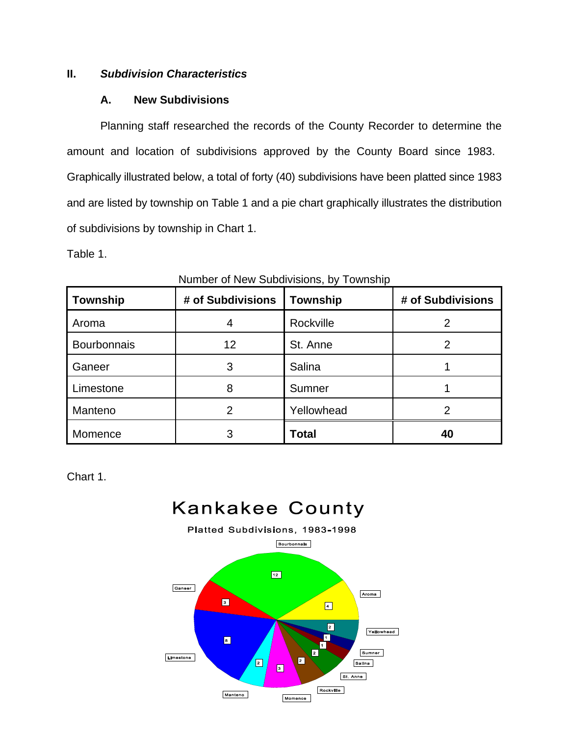## II. *Subdivision Characteristics*

### A. New Subdivisions

Planning staff researched the records of the County Recorder to determine the amount and location of subdivisions approved by the County Board since 1983. Graphically illustrated below, a total of forty (40) subdivisions have been platted since 1983 and are listed by township on Table 1 and a pie chart graphically illustrates the distribution of subdivisions by township in Chart 1.

Table 1.

Number of New Subdivisions, by Township

| Township | # of Subdivisions | Township | # of Subdivisions |
|---|---|---|---|
| Aroma | 4 | Rockville | 2 |
| Bourbonnais | 12 | St. Anne | 2 |
| Ganeer | 3 | Salina | 1 |
| Limestone | 8 | Sumner | 1 |
| Manteno | 2 | Yellowhead | 2 |
| Momence | 3 | **Total** | **40** |

Chart 1.

Kankakee County

Platted Subdivisions, 1983-1998

Bourbonnais 12, Aroma 4, Yellowhead 2, Sumner 1, Salina 1, St. Anne 2, Rockville 2, Momence 3, Manteno 2, Limestone 8, Ganeer 3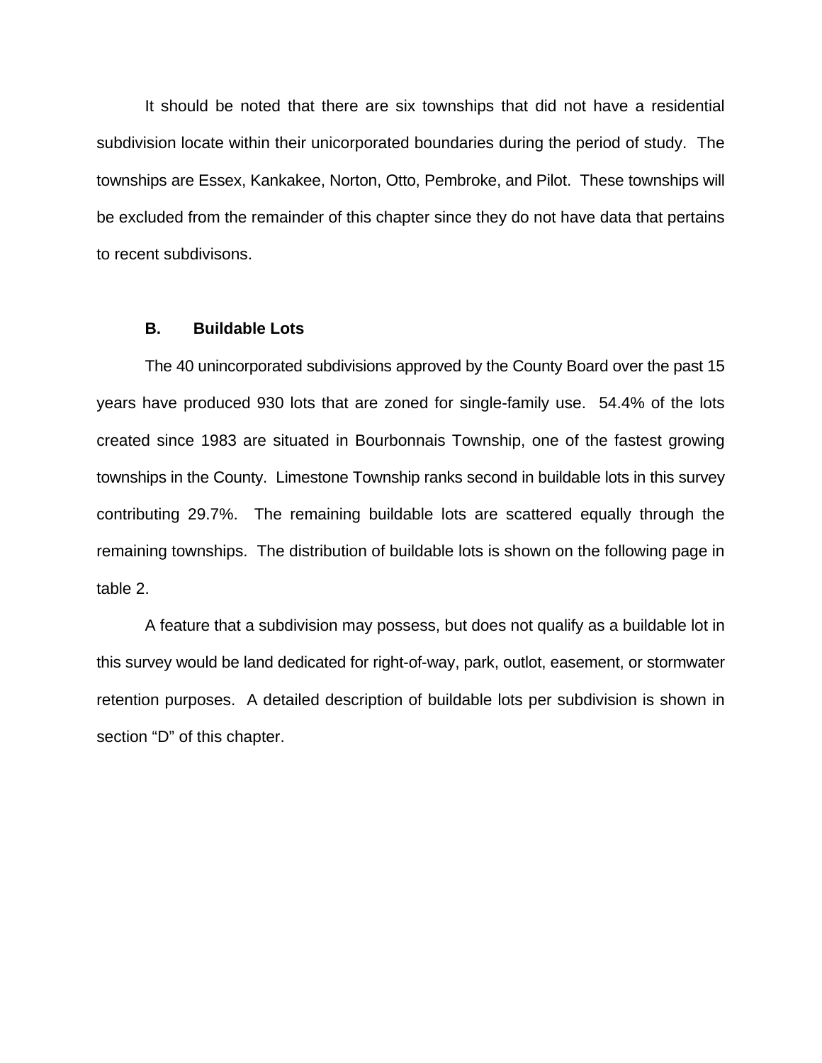It should be noted that there are six townships that did not have a residential subdivision locate within their unicorporated boundaries during the period of study. The townships are Essex, Kankakee, Norton, Otto, Pembroke, and Pilot. These townships will be excluded from the remainder of this chapter since they do not have data that pertains to recent subdivisons.

### B. Buildable Lots

The 40 unincorporated subdivisions approved by the County Board over the past 15 years have produced 930 lots that are zoned for single-family use. 54.4% of the lots created since 1983 are situated in Bourbonnais Township, one of the fastest growing townships in the County. Limestone Township ranks second in buildable lots in this survey contributing 29.7%. The remaining buildable lots are scattered equally through the remaining townships. The distribution of buildable lots is shown on the following page in table 2.

A feature that a subdivision may possess, but does not qualify as a buildable lot in this survey would be land dedicated for right-of-way, park, outlot, easement, or stormwater retention purposes. A detailed description of buildable lots per subdivision is shown in section "D" of this chapter.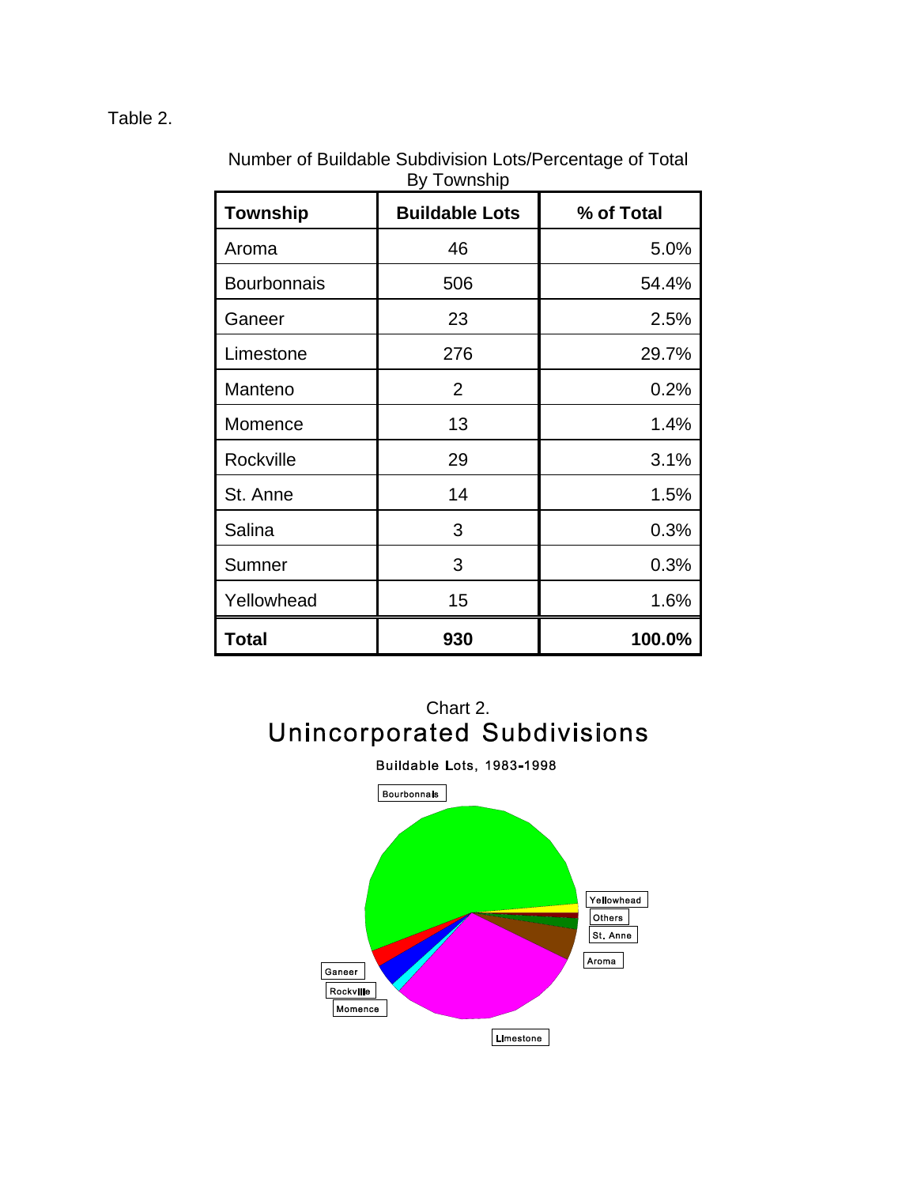Table 2.

Number of Buildable Subdivision Lots/Percentage of Total
By Township

| Township | Buildable Lots | % of Total |
|---|---|---|
| Aroma | 46 | 5.0% |
| Bourbonnais | 506 | 54.4% |
| Ganeer | 23 | 2.5% |
| Limestone | 276 | 29.7% |
| Manteno | 2 | 0.2% |
| Momence | 13 | 1.4% |
| Rockville | 29 | 3.1% |
| St. Anne | 14 | 1.5% |
| Salina | 3 | 0.3% |
| Sumner | 3 | 0.3% |
| Yellowhead | 15 | 1.6% |
| **Total** | **930** | **100.0%** |

Chart 2.

## Unincorporated Subdivisions

Buildable Lots, 1983-1998

Bourbonnais, Yellowhead, Others, St. Anne, Aroma, Limestone, Momence, Rockville, Ganeer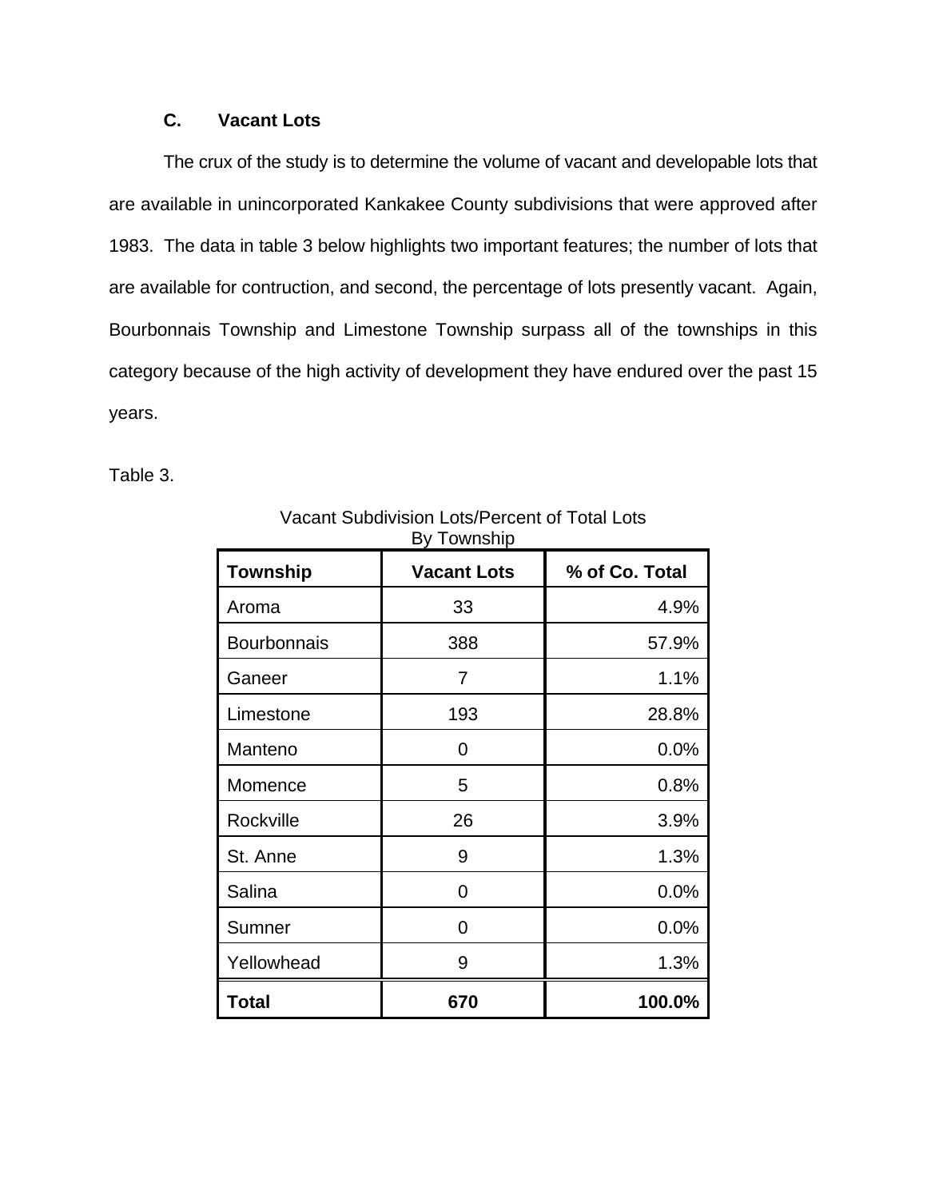### C. Vacant Lots

The crux of the study is to determine the volume of vacant and developable lots that are available in unincorporated Kankakee County subdivisions that were approved after 1983. The data in table 3 below highlights two important features; the number of lots that are available for contruction, and second, the percentage of lots presently vacant. Again, Bourbonnais Township and Limestone Township surpass all of the townships in this category because of the high activity of development they have endured over the past 15 years.

Table 3.

Vacant Subdivision Lots/Percent of Total Lots
By Township

| Township | Vacant Lots | % of Co. Total |
|---|---|---|
| Aroma | 33 | 4.9% |
| Bourbonnais | 388 | 57.9% |
| Ganeer | 7 | 1.1% |
| Limestone | 193 | 28.8% |
| Manteno | 0 | 0.0% |
| Momence | 5 | 0.8% |
| Rockville | 26 | 3.9% |
| St. Anne | 9 | 1.3% |
| Salina | 0 | 0.0% |
| Sumner | 0 | 0.0% |
| Yellowhead | 9 | 1.3% |
| **Total** | **670** | **100.0%** |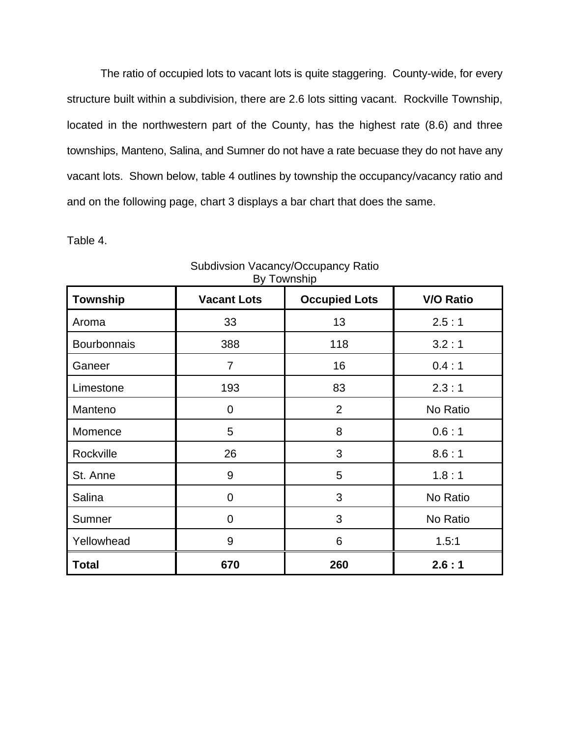The ratio of occupied lots to vacant lots is quite staggering. County-wide, for every structure built within a subdivision, there are 2.6 lots sitting vacant. Rockville Township, located in the northwestern part of the County, has the highest rate (8.6) and three townships, Manteno, Salina, and Sumner do not have a rate becuase they do not have any vacant lots. Shown below, table 4 outlines by township the occupancy/vacancy ratio and and on the following page, chart 3 displays a bar chart that does the same.

Table 4.

Subdivsion Vacancy/Occupancy Ratio
By Township

| Township | Vacant Lots | Occupied Lots | V/O Ratio |
|---|---|---|---|
| Aroma | 33 | 13 | 2.5 : 1 |
| Bourbonnais | 388 | 118 | 3.2 : 1 |
| Ganeer | 7 | 16 | 0.4 : 1 |
| Limestone | 193 | 83 | 2.3 : 1 |
| Manteno | 0 | 2 | No Ratio |
| Momence | 5 | 8 | 0.6 : 1 |
| Rockville | 26 | 3 | 8.6 : 1 |
| St. Anne | 9 | 5 | 1.8 : 1 |
| Salina | 0 | 3 | No Ratio |
| Sumner | 0 | 3 | No Ratio |
| Yellowhead | 9 | 6 | 1.5:1 |
| **Total** | **670** | **260** | **2.6 : 1** |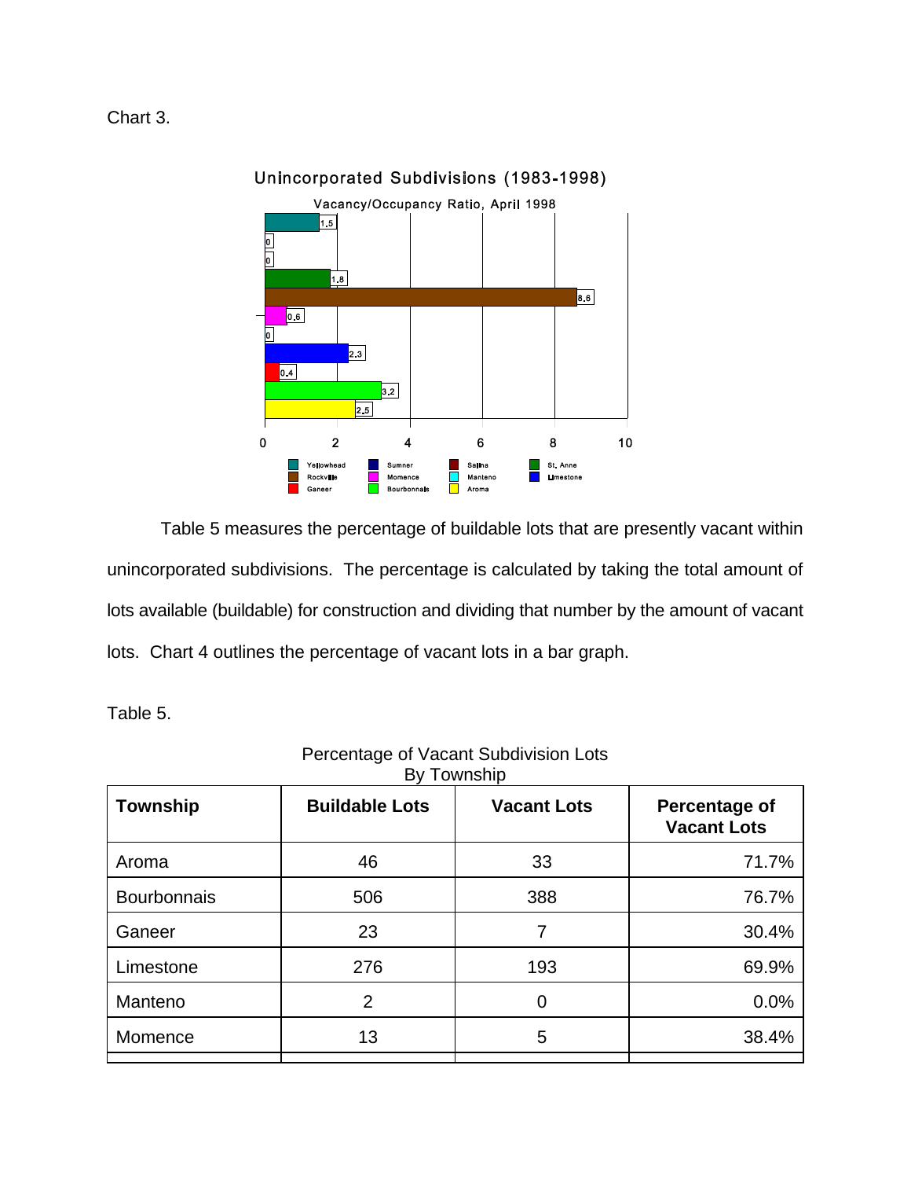Chart 3.

Unincorporated Subdivisions (1983-1998)

Vacancy/Occupancy Ratio, April 1998

| Township | Ratio |
|---|---|
| Yellowhead | 1.5 |
| Sumner | 0 |
| Salina | 0 |
| St. Anne | 1.8 |
| Rockville | 8.6 |
| Momence | 0.6 |
| Manteno | 0 |
| Limestone | 2.3 |
| Ganeer | 0.4 |
| Bourbonnais | 3.2 |
| Aroma | 2.5 |

Table 5 measures the percentage of buildable lots that are presently vacant within unincorporated subdivisions. The percentage is calculated by taking the total amount of lots available (buildable) for construction and dividing that number by the amount of vacant lots. Chart 4 outlines the percentage of vacant lots in a bar graph.

Table 5.

Percentage of Vacant Subdivision Lots
By Township

| Township | Buildable Lots | Vacant Lots | Percentage of Vacant Lots |
|---|---|---|---|
| Aroma | 46 | 33 | 71.7% |
| Bourbonnais | 506 | 388 | 76.7% |
| Ganeer | 23 | 7 | 30.4% |
| Limestone | 276 | 193 | 69.9% |
| Manteno | 2 | 0 | 0.0% |
| Momence | 13 | 5 | 38.4% |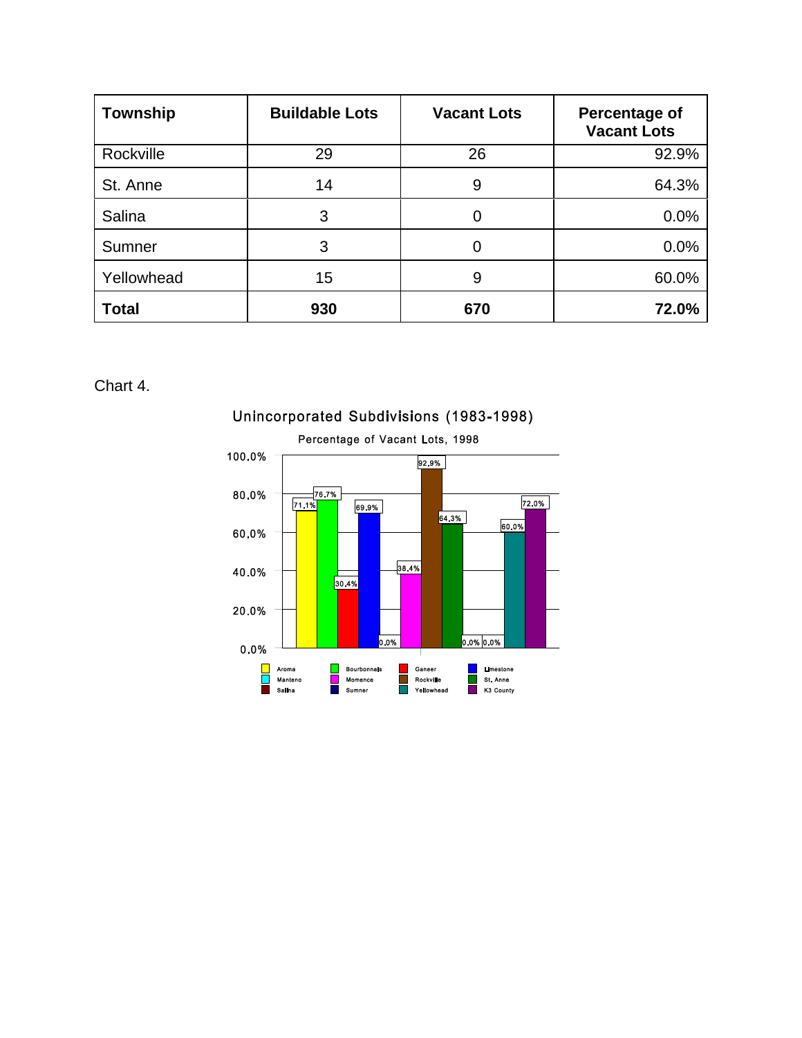| Township | Buildable Lots | Vacant Lots | Percentage of Vacant Lots |
|---|---|---|---|
| Rockville | 29 | 26 | 92.9% |
| St. Anne | 14 | 9 | 64.3% |
| Salina | 3 | 0 | 0.0% |
| Sumner | 3 | 0 | 0.0% |
| Yellowhead | 15 | 9 | 60.0% |
| **Total** | **930** | **670** | **72.0%** |

Chart 4.

Unincorporated Subdivisions (1983-1998)

Percentage of Vacant Lots, 1998

| Township | Percentage of Vacant Lots |
|---|---|
| Aroma | 71.1% |
| Bourbonnais | 76.7% |
| Ganeer | 30.4% |
| Limestone | 69.9% |
| Manteno | 0.0% |
| Momence | 38.4% |
| Rockville | 92.9% |
| St. Anne | 64.3% |
| Salina | 0.0% |
| Sumner | 0.0% |
| Yellowhead | 60.0% |
| K3 County | 72.0% |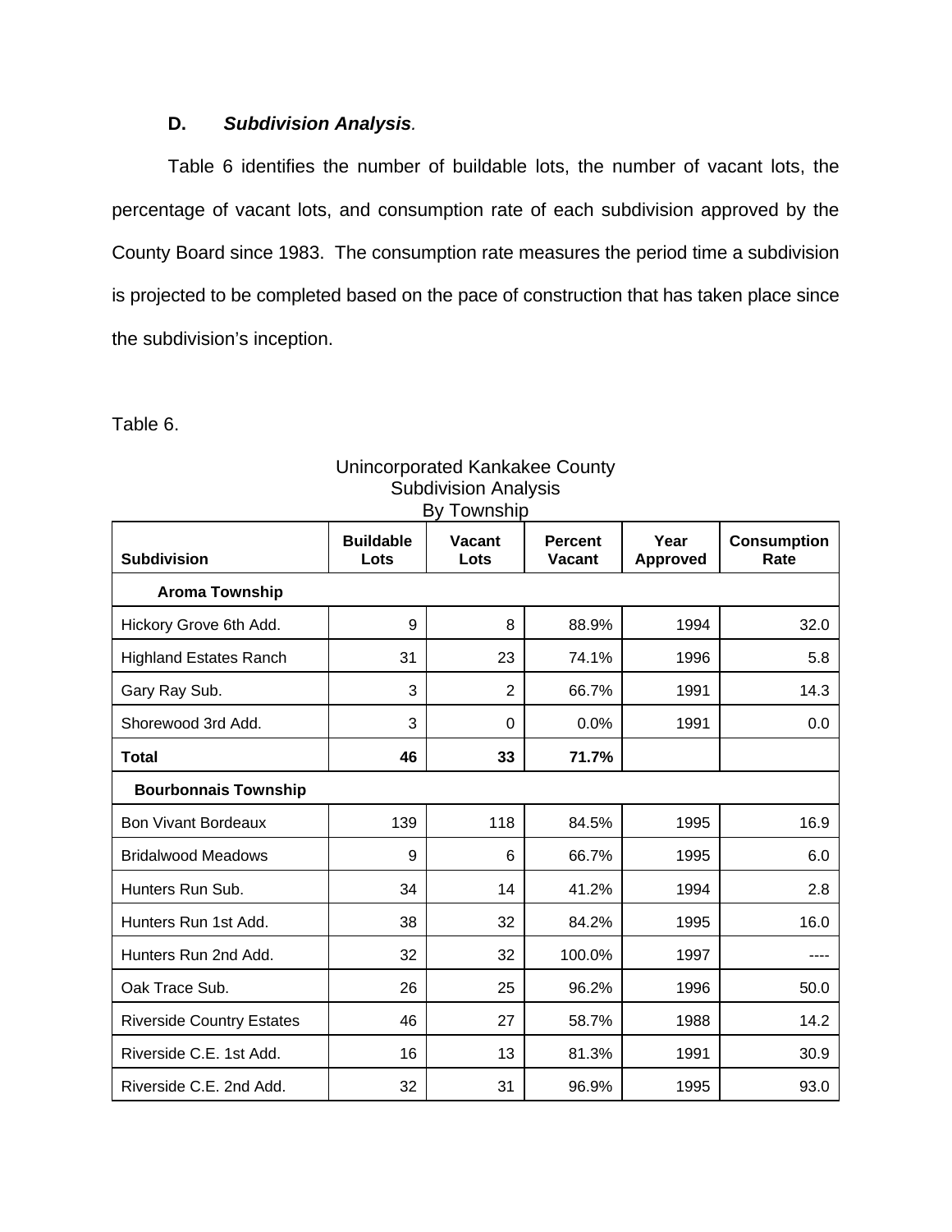**D. *Subdivision Analysis*.**

Table 6 identifies the number of buildable lots, the number of vacant lots, the percentage of vacant lots, and consumption rate of each subdivision approved by the County Board since 1983. The consumption rate measures the period time a subdivision is projected to be completed based on the pace of construction that has taken place since the subdivision's inception.

Table 6.

Unincorporated Kankakee County
Subdivision Analysis
By Township

| Subdivision | Buildable Lots | Vacant Lots | Percent Vacant | Year Approved | Consumption Rate |
|---|---|---|---|---|---|
| **Aroma Township** | | | | | |
| Hickory Grove 6th Add. | 9 | 8 | 88.9% | 1994 | 32.0 |
| Highland Estates Ranch | 31 | 23 | 74.1% | 1996 | 5.8 |
| Gary Ray Sub. | 3 | 2 | 66.7% | 1991 | 14.3 |
| Shorewood 3rd Add. | 3 | 0 | 0.0% | 1991 | 0.0 |
| **Total** | **46** | **33** | **71.7%** | | |
| **Bourbonnais Township** | | | | | |
| Bon Vivant Bordeaux | 139 | 118 | 84.5% | 1995 | 16.9 |
| Bridalwood Meadows | 9 | 6 | 66.7% | 1995 | 6.0 |
| Hunters Run Sub. | 34 | 14 | 41.2% | 1994 | 2.8 |
| Hunters Run 1st Add. | 38 | 32 | 84.2% | 1995 | 16.0 |
| Hunters Run 2nd Add. | 32 | 32 | 100.0% | 1997 | ---- |
| Oak Trace Sub. | 26 | 25 | 96.2% | 1996 | 50.0 |
| Riverside Country Estates | 46 | 27 | 58.7% | 1988 | 14.2 |
| Riverside C.E. 1st Add. | 16 | 13 | 81.3% | 1991 | 30.9 |
| Riverside C.E. 2nd Add. | 32 | 31 | 96.9% | 1995 | 93.0 |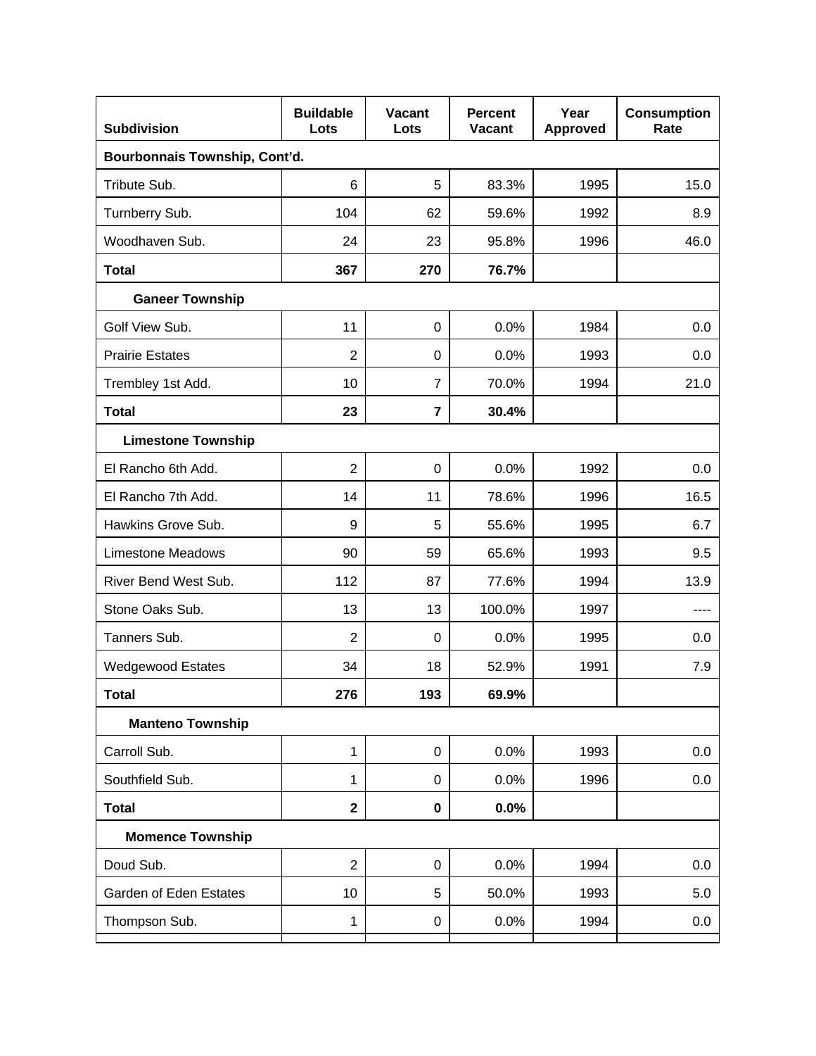| Subdivision | Buildable Lots | Vacant Lots | Percent Vacant | Year Approved | Consumption Rate |
|---|---|---|---|---|---|
| **Bourbonnais Township, Cont'd.** | | | | | |
| Tribute Sub. | 6 | 5 | 83.3% | 1995 | 15.0 |
| Turnberry Sub. | 104 | 62 | 59.6% | 1992 | 8.9 |
| Woodhaven Sub. | 24 | 23 | 95.8% | 1996 | 46.0 |
| **Total** | **367** | **270** | **76.7%** | | |
| **Ganeer Township** | | | | | |
| Golf View Sub. | 11 | 0 | 0.0% | 1984 | 0.0 |
| Prairie Estates | 2 | 0 | 0.0% | 1993 | 0.0 |
| Trembley 1st Add. | 10 | 7 | 70.0% | 1994 | 21.0 |
| **Total** | **23** | **7** | **30.4%** | | |
| **Limestone Township** | | | | | |
| El Rancho 6th Add. | 2 | 0 | 0.0% | 1992 | 0.0 |
| El Rancho 7th Add. | 14 | 11 | 78.6% | 1996 | 16.5 |
| Hawkins Grove Sub. | 9 | 5 | 55.6% | 1995 | 6.7 |
| Limestone Meadows | 90 | 59 | 65.6% | 1993 | 9.5 |
| River Bend West Sub. | 112 | 87 | 77.6% | 1994 | 13.9 |
| Stone Oaks Sub. | 13 | 13 | 100.0% | 1997 | ---- |
| Tanners Sub. | 2 | 0 | 0.0% | 1995 | 0.0 |
| Wedgewood Estates | 34 | 18 | 52.9% | 1991 | 7.9 |
| **Total** | **276** | **193** | **69.9%** | | |
| **Manteno Township** | | | | | |
| Carroll Sub. | 1 | 0 | 0.0% | 1993 | 0.0 |
| Southfield Sub. | 1 | 0 | 0.0% | 1996 | 0.0 |
| **Total** | **2** | **0** | **0.0%** | | |
| **Momence Township** | | | | | |
| Doud Sub. | 2 | 0 | 0.0% | 1994 | 0.0 |
| Garden of Eden Estates | 10 | 5 | 50.0% | 1993 | 5.0 |
| Thompson Sub. | 1 | 0 | 0.0% | 1994 | 0.0 |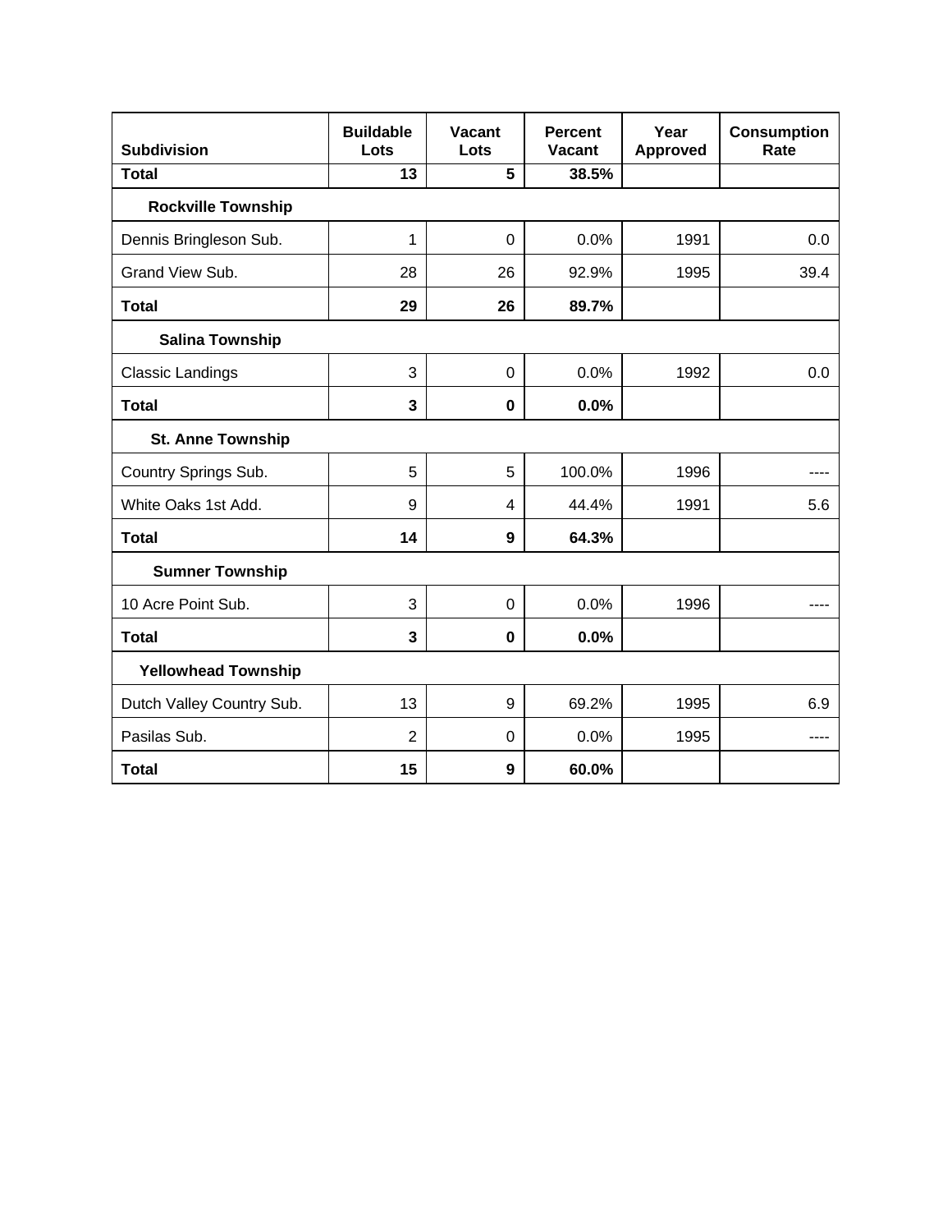| Subdivision | Buildable Lots | Vacant Lots | Percent Vacant | Year Approved | Consumption Rate |
|---|---|---|---|---|---|
| **Total** | **13** | **5** | **38.5%** | | |
| **Rockville Township** | | | | | |
| Dennis Bringleson Sub. | 1 | 0 | 0.0% | 1991 | 0.0 |
| Grand View Sub. | 28 | 26 | 92.9% | 1995 | 39.4 |
| **Total** | **29** | **26** | **89.7%** | | |
| **Salina Township** | | | | | |
| Classic Landings | 3 | 0 | 0.0% | 1992 | 0.0 |
| **Total** | **3** | **0** | **0.0%** | | |
| **St. Anne Township** | | | | | |
| Country Springs Sub. | 5 | 5 | 100.0% | 1996 | ---- |
| White Oaks 1st Add. | 9 | 4 | 44.4% | 1991 | 5.6 |
| **Total** | **14** | **9** | **64.3%** | | |
| **Sumner Township** | | | | | |
| 10 Acre Point Sub. | 3 | 0 | 0.0% | 1996 | ---- |
| **Total** | **3** | **0** | **0.0%** | | |
| **Yellowhead Township** | | | | | |
| Dutch Valley Country Sub. | 13 | 9 | 69.2% | 1995 | 6.9 |
| Pasilas Sub. | 2 | 0 | 0.0% | 1995 | ---- |
| **Total** | **15** | **9** | **60.0%** | | |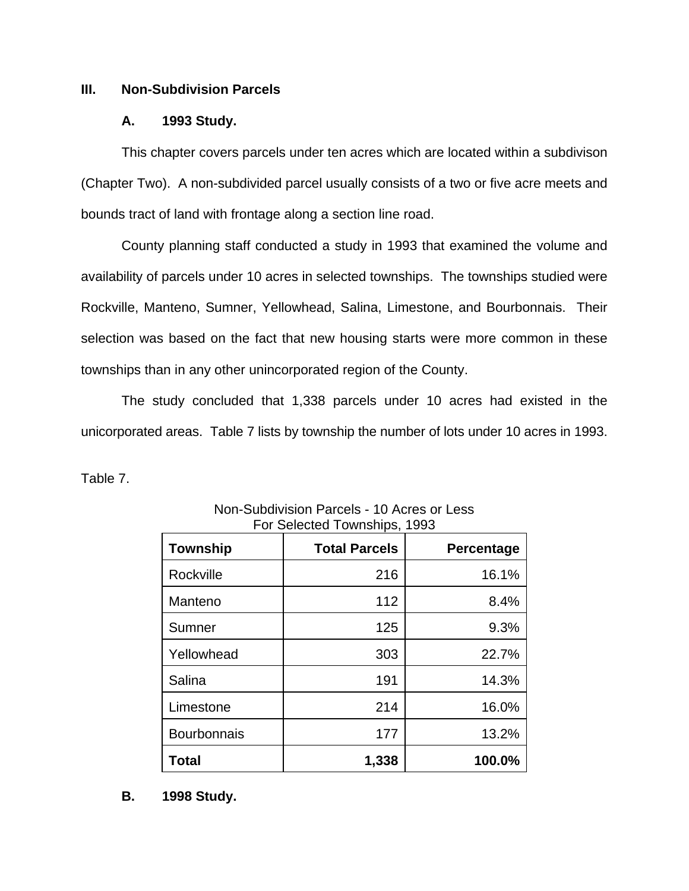## III. Non-Subdivision Parcels

### A. 1993 Study.

This chapter covers parcels under ten acres which are located within a subdivison (Chapter Two). A non-subdivided parcel usually consists of a two or five acre meets and bounds tract of land with frontage along a section line road.

County planning staff conducted a study in 1993 that examined the volume and availability of parcels under 10 acres in selected townships. The townships studied were Rockville, Manteno, Sumner, Yellowhead, Salina, Limestone, and Bourbonnais. Their selection was based on the fact that new housing starts were more common in these townships than in any other unincorporated region of the County.

The study concluded that 1,338 parcels under 10 acres had existed in the unicorporated areas. Table 7 lists by township the number of lots under 10 acres in 1993.

Table 7.

Non-Subdivision Parcels - 10 Acres or Less
For Selected Townships, 1993

| Township | Total Parcels | Percentage |
|---|---:|---:|
| Rockville | 216 | 16.1% |
| Manteno | 112 | 8.4% |
| Sumner | 125 | 9.3% |
| Yellowhead | 303 | 22.7% |
| Salina | 191 | 14.3% |
| Limestone | 214 | 16.0% |
| Bourbonnais | 177 | 13.2% |
| **Total** | **1,338** | **100.0%** |

### B. 1998 Study.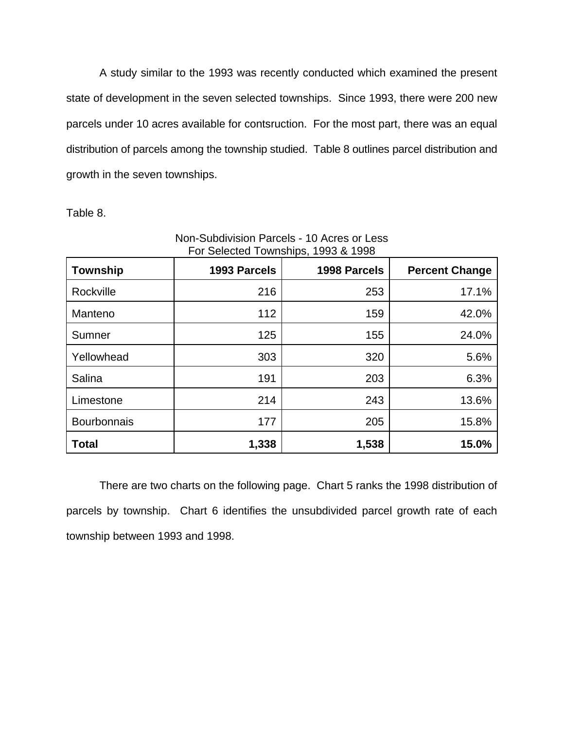A study similar to the 1993 was recently conducted which examined the present state of development in the seven selected townships. Since 1993, there were 200 new parcels under 10 acres available for contsruction. For the most part, there was an equal distribution of parcels among the township studied. Table 8 outlines parcel distribution and growth in the seven townships.

Table 8.

Non-Subdivision Parcels - 10 Acres or Less
For Selected Townships, 1993 & 1998

| Township | 1993 Parcels | 1998 Parcels | Percent Change |
|---|---:|---:|---:|
| Rockville | 216 | 253 | 17.1% |
| Manteno | 112 | 159 | 42.0% |
| Sumner | 125 | 155 | 24.0% |
| Yellowhead | 303 | 320 | 5.6% |
| Salina | 191 | 203 | 6.3% |
| Limestone | 214 | 243 | 13.6% |
| Bourbonnais | 177 | 205 | 15.8% |
| **Total** | **1,338** | **1,538** | **15.0%** |

There are two charts on the following page. Chart 5 ranks the 1998 distribution of parcels by township. Chart 6 identifies the unsubdivided parcel growth rate of each township between 1993 and 1998.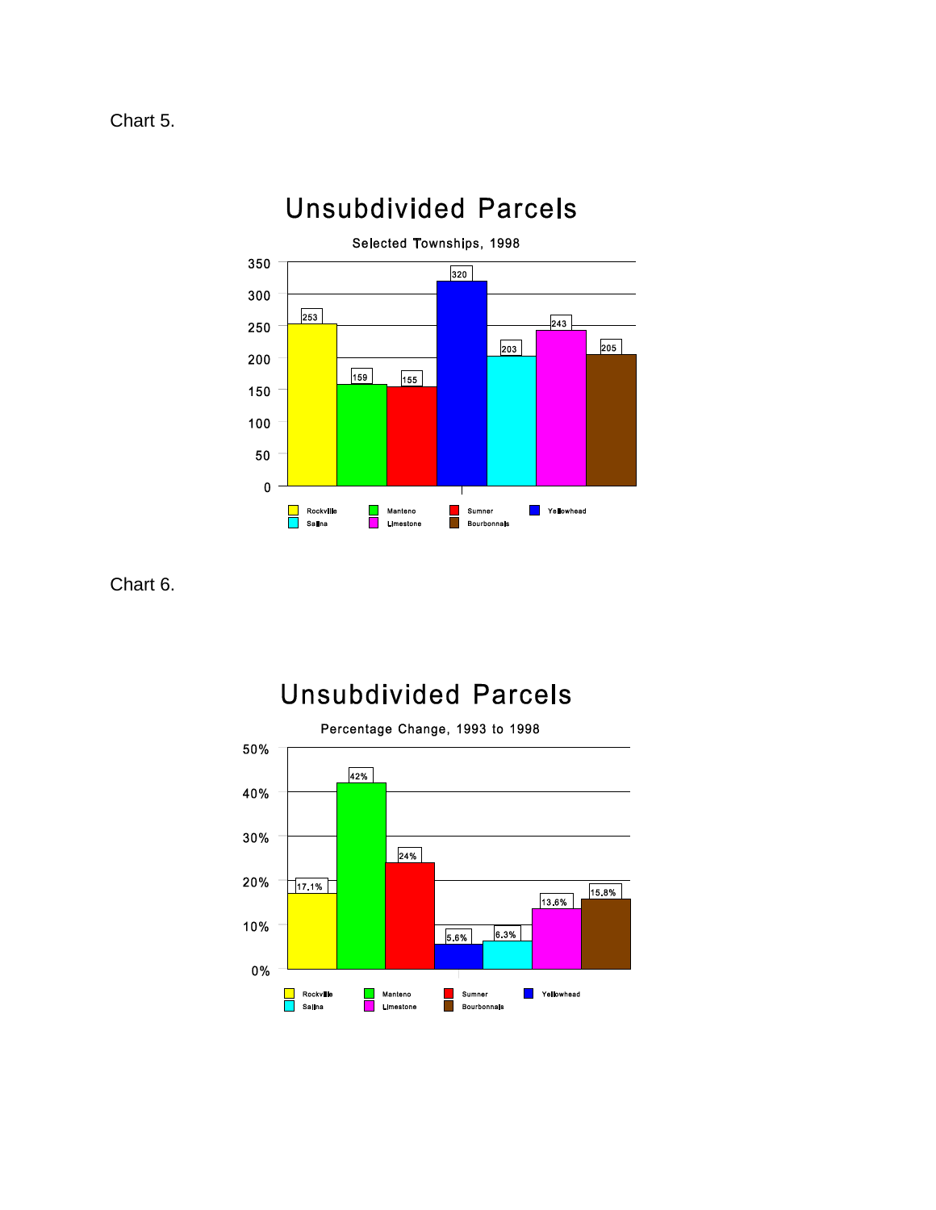Chart 5.

## Unsubdivided Parcels

Selected Townships, 1998

| Township | Unsubdivided Parcels |
|---|---|
| Rockville | 253 |
| Manteno | 159 |
| Sumner | 155 |
| Yellowhead | 320 |
| Salina | 203 |
| Limestone | 243 |
| Bourbonnais | 205 |

Chart 6.

## Unsubdivided Parcels

Percentage Change, 1993 to 1998

| Township | Percentage Change |
|---|---|
| Rockville | 17.1% |
| Manteno | 42% |
| Sumner | 24% |
| Yellowhead | 5.6% |
| Salina | 6.3% |
| Limestone | 13.6% |
| Bourbonnais | 15.8% |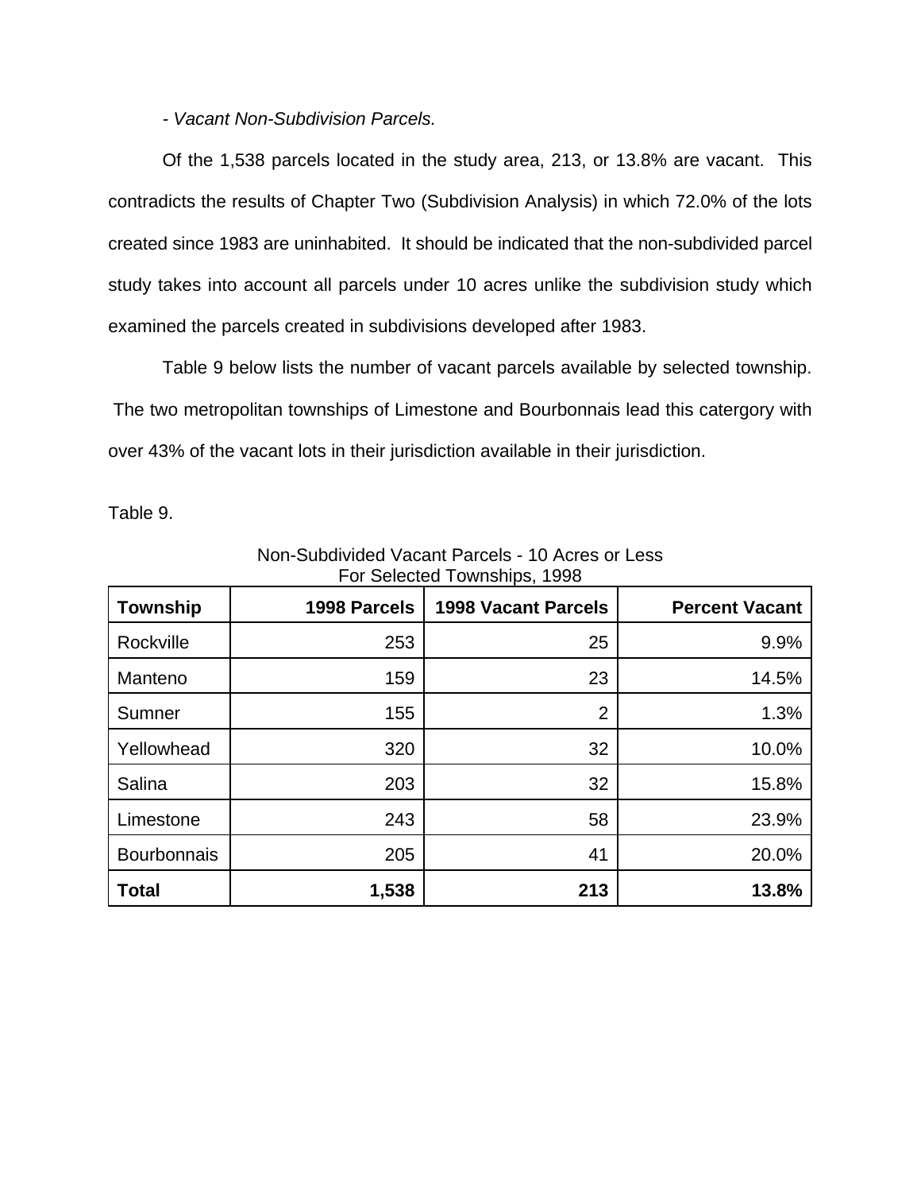- *Vacant Non-Subdivision Parcels.*

Of the 1,538 parcels located in the study area, 213, or 13.8% are vacant. This contradicts the results of Chapter Two (Subdivision Analysis) in which 72.0% of the lots created since 1983 are uninhabited. It should be indicated that the non-subdivided parcel study takes into account all parcels under 10 acres unlike the subdivision study which examined the parcels created in subdivisions developed after 1983.

Table 9 below lists the number of vacant parcels available by selected township. The two metropolitan townships of Limestone and Bourbonnais lead this catergory with over 43% of the vacant lots in their jurisdiction available in their jurisdiction.

Table 9.

Non-Subdivided Vacant Parcels - 10 Acres or Less
For Selected Townships, 1998

| Township | 1998 Parcels | 1998 Vacant Parcels | Percent Vacant |
|---|---:|---:|---:|
| Rockville | 253 | 25 | 9.9% |
| Manteno | 159 | 23 | 14.5% |
| Sumner | 155 | 2 | 1.3% |
| Yellowhead | 320 | 32 | 10.0% |
| Salina | 203 | 32 | 15.8% |
| Limestone | 243 | 58 | 23.9% |
| Bourbonnais | 205 | 41 | 20.0% |
| **Total** | **1,538** | **213** | **13.8%** |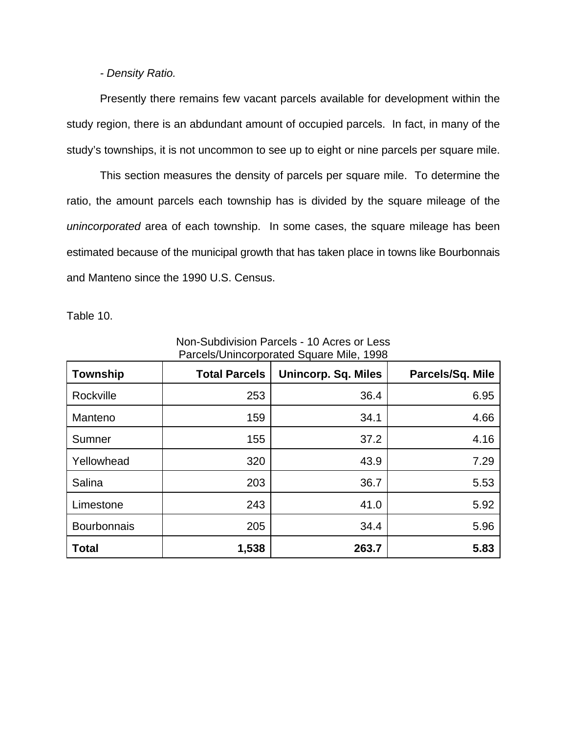*- Density Ratio.*

Presently there remains few vacant parcels available for development within the study region, there is an abdundant amount of occupied parcels. In fact, in many of the study's townships, it is not uncommon to see up to eight or nine parcels per square mile.

This section measures the density of parcels per square mile. To determine the ratio, the amount parcels each township has is divided by the square mileage of the *unincorporated* area of each township. In some cases, the square mileage has been estimated because of the municipal growth that has taken place in towns like Bourbonnais and Manteno since the 1990 U.S. Census.

Table 10.

Non-Subdivision Parcels - 10 Acres or Less
Parcels/Unincorporated Square Mile, 1998

| Township | Total Parcels | Unincorp. Sq. Miles | Parcels/Sq. Mile |
|---|---:|---:|---:|
| Rockville | 253 | 36.4 | 6.95 |
| Manteno | 159 | 34.1 | 4.66 |
| Sumner | 155 | 37.2 | 4.16 |
| Yellowhead | 320 | 43.9 | 7.29 |
| Salina | 203 | 36.7 | 5.53 |
| Limestone | 243 | 41.0 | 5.92 |
| Bourbonnais | 205 | 34.4 | 5.96 |
| **Total** | **1,538** | **263.7** | **5.83** |